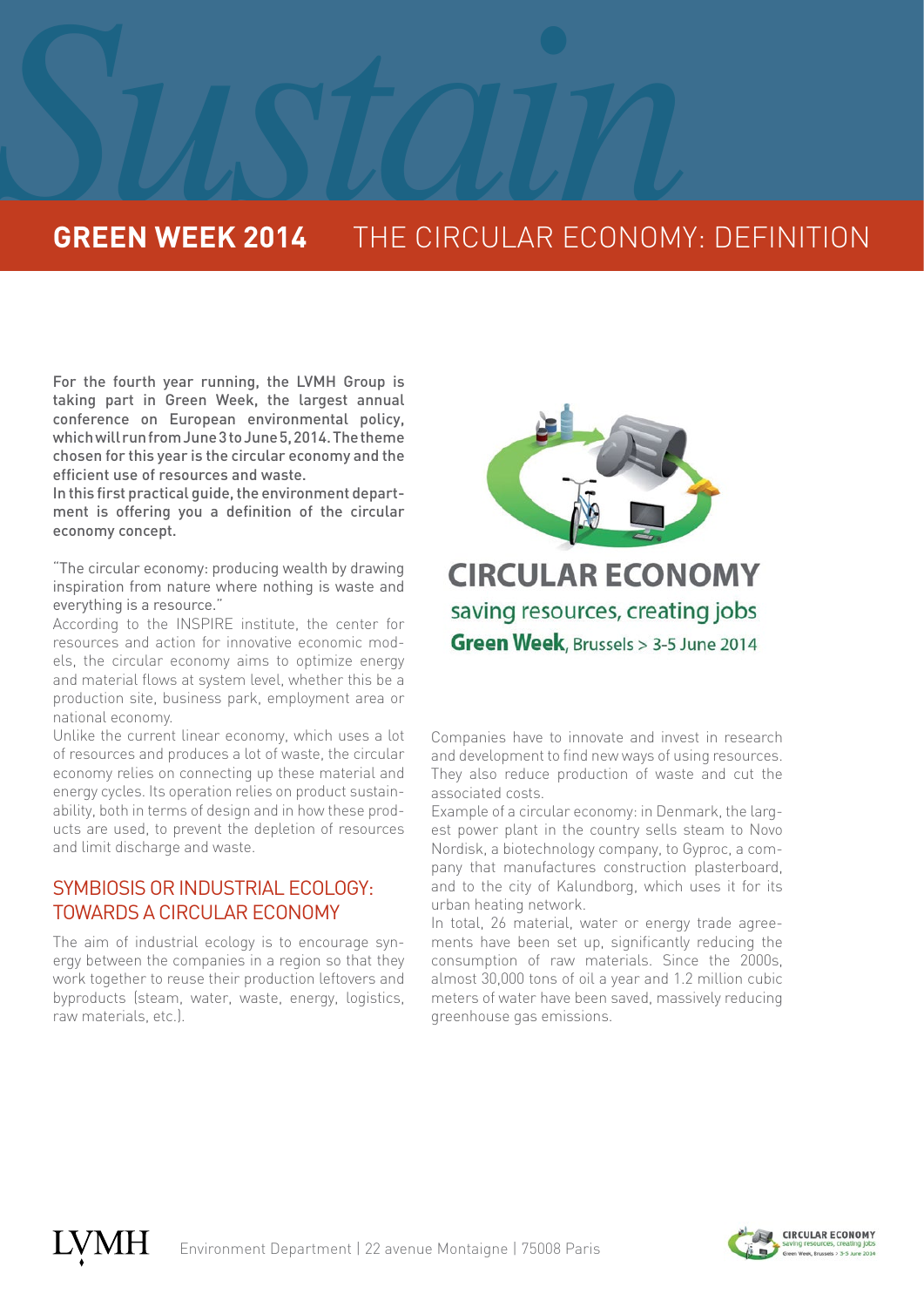# GREEN WEEK 2014 THE CIRCULAR ECONOMY: DEFINITION

**For the fourth year running, the LVMH Group is taking part in Green Week, the largest annual conference on European environmental policy, which will run from June 3 to June 5, 2014. The theme chosen for this year is the circular economy and the efficient use of resources and waste.**

**In this first practical guide, the environment department is offering you a definition of the circular economy concept.**

"The circular economy: producing wealth by drawing inspiration from nature where nothing is waste and everything is a resource."

According to the INSPIRE institute, the center for resources and action for innovative economic models, the circular economy aims to optimize energy and material flows at system level, whether this be a production site, business park, employment area or national economy.

Unlike the current linear economy, which uses a lot of resources and produces a lot of waste, the circular economy relies on connecting up these material and energy cycles. Its operation relies on product sustainability, both in terms of design and in how these products are used, to prevent the depletion of resources and limit discharge and waste.

## SYMBIOSIS OR INDUSTRIAL ECOLOGY: TOWARDS A CIRCULAR ECONOMY

The aim of industrial ecology is to encourage synergy between the companies in a region so that they work together to reuse their production leftovers and byproducts (steam, water, waste, energy, logistics, raw materials, etc.).

**CIRCULAR ECONOMY**
saving resources, creating jobs
**Green Week**, Brussels > 3-5 June 2014

Companies have to innovate and invest in research and development to find new ways of using resources. They also reduce production of waste and cut the associated costs.

Example of a circular economy: in Denmark, the largest power plant in the country sells steam to Novo Nordisk, a biotechnology company, to Gyproc, a company that manufactures construction plasterboard, and to the city of Kalundborg, which uses it for its urban heating network.

In total, 26 material, water or energy trade agreements have been set up, significantly reducing the consumption of raw materials. Since the 2000s, almost 30,000 tons of oil a year and 1.2 million cubic meters of water have been saved, massively reducing greenhouse gas emissions.

LVMH Environment Department | 22 avenue Montaigne | 75008 Paris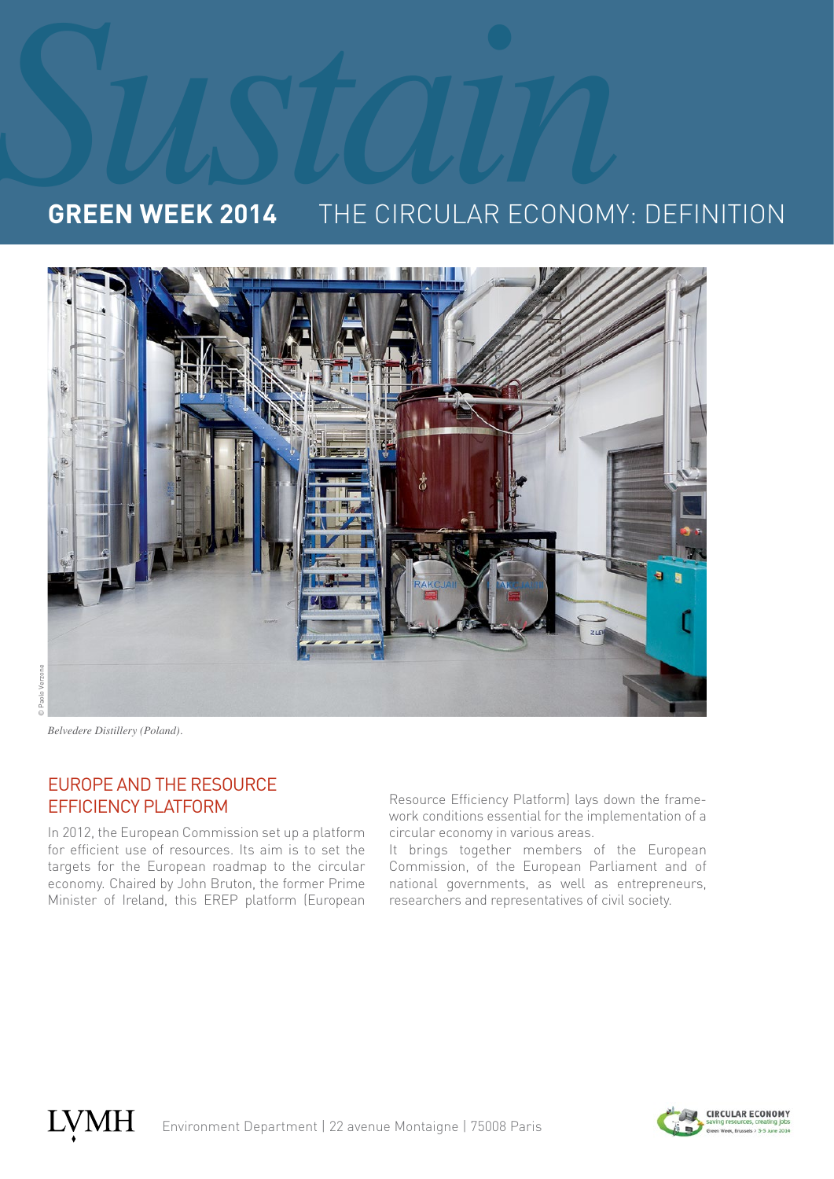# Sustain

## GREEN WEEK 2014 THE CIRCULAR ECONOMY: DEFINITION

Belvedere Distillery (Poland).

### EUROPE AND THE RESOURCE EFFICIENCY PLATFORM

In 2012, the European Commission set up a platform for efficient use of resources. Its aim is to set the targets for the European roadmap to the circular economy. Chaired by John Bruton, the former Prime Minister of Ireland, this EREP platform (European Resource Efficiency Platform) lays down the framework conditions essential for the implementation of a circular economy in various areas.

It brings together members of the European Commission, of the European Parliament and of national governments, as well as entrepreneurs, researchers and representatives of civil society.